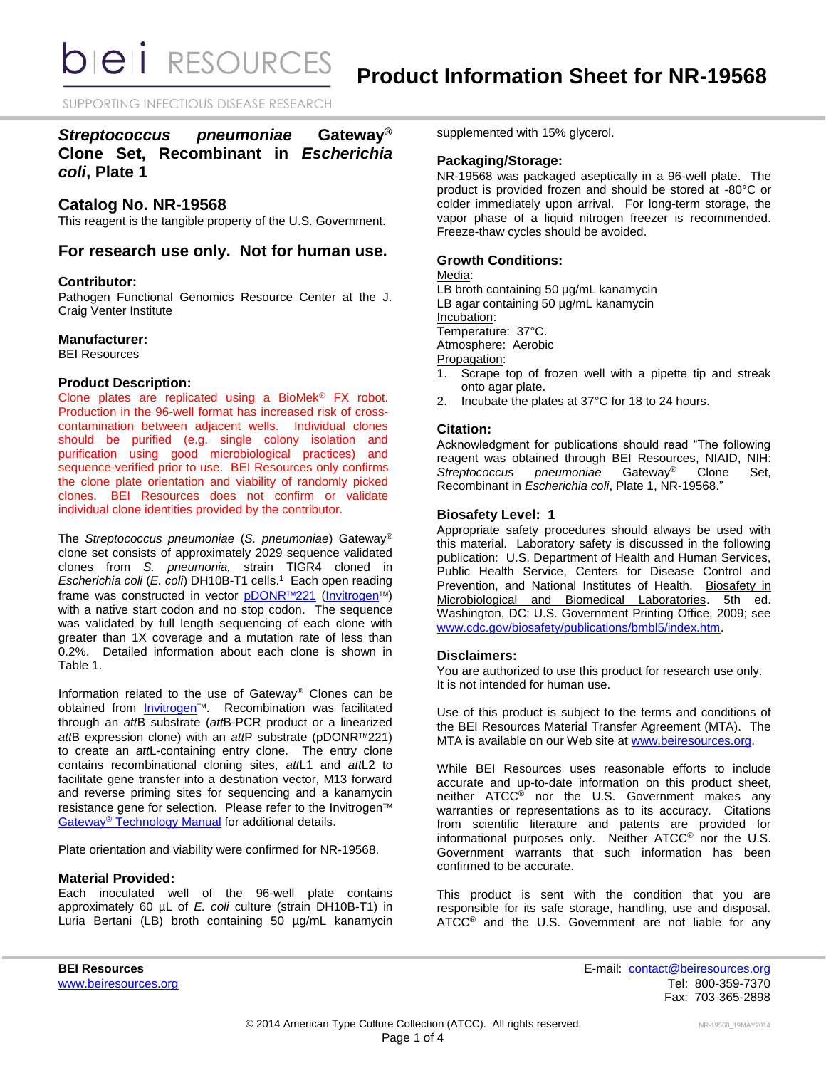# Product Information Sheet for NR-19568

## *Streptococcus pneumoniae* Gateway® Clone Set, Recombinant in *Escherichia coli*, Plate 1

## Catalog No. NR-19568

This reagent is the tangible property of the U.S. Government.

## For research use only. Not for human use.

### Contributor:

Pathogen Functional Genomics Resource Center at the J. Craig Venter Institute

### Manufacturer:

BEI Resources

### Product Description:

Clone plates are replicated using a BioMek® FX robot. Production in the 96-well format has increased risk of cross-contamination between adjacent wells. Individual clones should be purified (e.g. single colony isolation and purification using good microbiological practices) and sequence-verified prior to use. BEI Resources only confirms the clone plate orientation and viability of randomly picked clones. BEI Resources does not confirm or validate individual clone identities provided by the contributor.

The *Streptococcus pneumoniae* (*S. pneumoniae*) Gateway® clone set consists of approximately 2029 sequence validated clones from *S. pneumonia,* strain TIGR4 cloned in *Escherichia coli* (*E. coli*) DH10B-T1 cells.[1] Each open reading frame was constructed in vector pDONR™221 (Invitrogen™) with a native start codon and no stop codon. The sequence was validated by full length sequencing of each clone with greater than 1X coverage and a mutation rate of less than 0.2%. Detailed information about each clone is shown in Table 1.

Information related to the use of Gateway® Clones can be obtained from Invitrogen™. Recombination was facilitated through an *att*B substrate (*att*B-PCR product or a linearized *att*B expression clone) with an *att*P substrate (pDONR™221) to create an *att*L-containing entry clone. The entry clone contains recombinational cloning sites, *att*L1 and *att*L2 to facilitate gene transfer into a destination vector, M13 forward and reverse priming sites for sequencing and a kanamycin resistance gene for selection. Please refer to the Invitrogen™ Gateway® Technology Manual for additional details.

Plate orientation and viability were confirmed for NR-19568.

### Material Provided:

Each inoculated well of the 96-well plate contains approximately 60 µL of *E. coli* culture (strain DH10B-T1) in Luria Bertani (LB) broth containing 50 µg/mL kanamycin supplemented with 15% glycerol.

### Packaging/Storage:

NR-19568 was packaged aseptically in a 96-well plate. The product is provided frozen and should be stored at -80°C or colder immediately upon arrival. For long-term storage, the vapor phase of a liquid nitrogen freezer is recommended. Freeze-thaw cycles should be avoided.

### Growth Conditions:

Media:
LB broth containing 50 µg/mL kanamycin
LB agar containing 50 µg/mL kanamycin

Incubation:
Temperature: 37°C.
Atmosphere: Aerobic

Propagation:

1. Scrape top of frozen well with a pipette tip and streak onto agar plate.
2. Incubate the plates at 37°C for 18 to 24 hours.

### Citation:

Acknowledgment for publications should read "The following reagent was obtained through BEI Resources, NIAID, NIH: *Streptococcus pneumoniae* Gateway® Clone Set, Recombinant in *Escherichia coli*, Plate 1, NR-19568."

### Biosafety Level: 1

Appropriate safety procedures should always be used with this material. Laboratory safety is discussed in the following publication: U.S. Department of Health and Human Services, Public Health Service, Centers for Disease Control and Prevention, and National Institutes of Health. Biosafety in Microbiological and Biomedical Laboratories. 5th ed. Washington, DC: U.S. Government Printing Office, 2009; see www.cdc.gov/biosafety/publications/bmbl5/index.htm.

### Disclaimers:

You are authorized to use this product for research use only. It is not intended for human use.

Use of this product is subject to the terms and conditions of the BEI Resources Material Transfer Agreement (MTA). The MTA is available on our Web site at www.beiresources.org.

While BEI Resources uses reasonable efforts to include accurate and up-to-date information on this product sheet, neither ATCC® nor the U.S. Government makes any warranties or representations as to its accuracy. Citations from scientific literature and patents are provided for informational purposes only. Neither ATCC® nor the U.S. Government warrants that such information has been confirmed to be accurate.

This product is sent with the condition that you are responsible for its safe storage, handling, use and disposal. ATCC® and the U.S. Government are not liable for any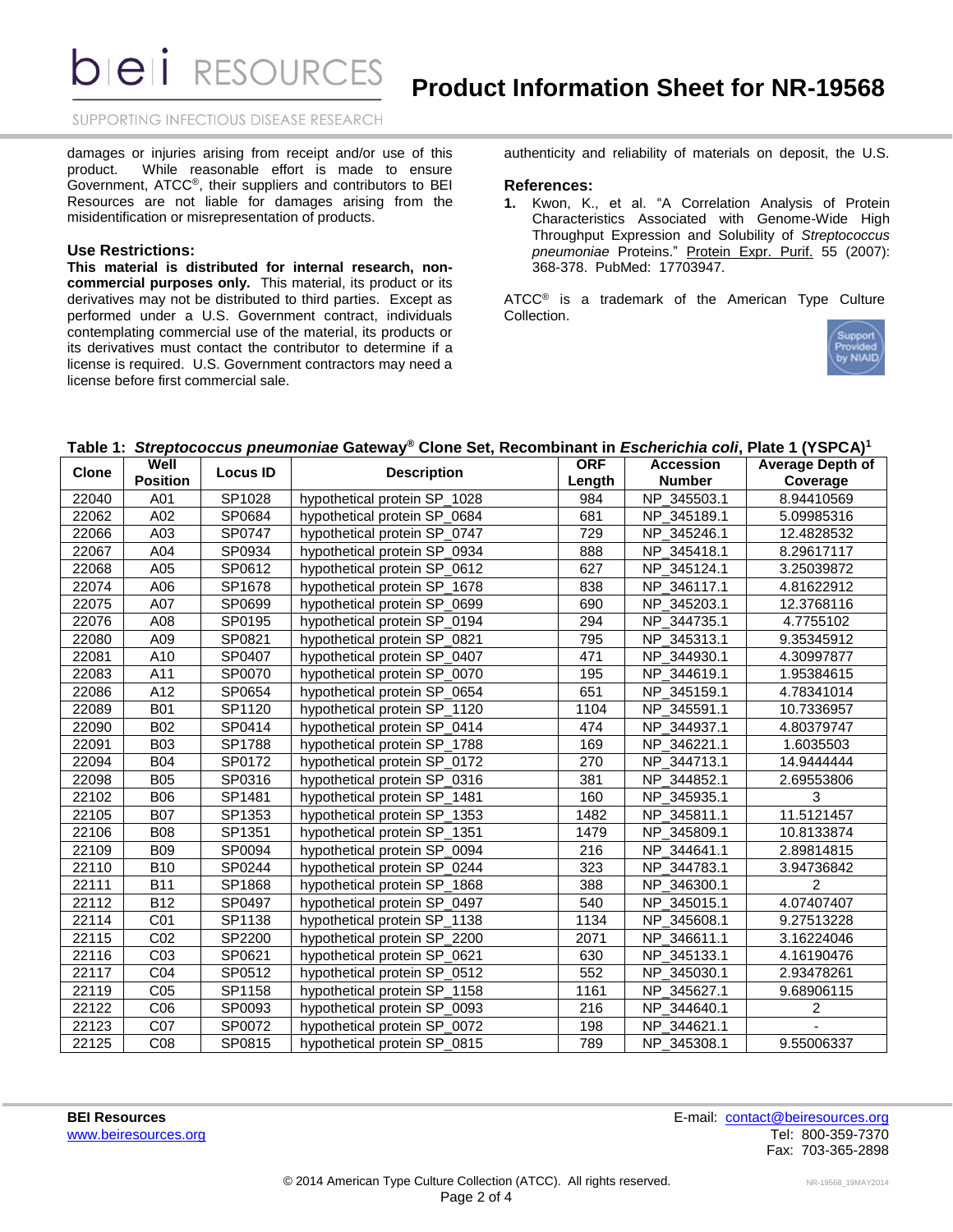damages or injuries arising from receipt and/or use of this product. While reasonable effort is made to ensure authenticity and reliability of materials on deposit, the U.S. Government, ATCC®, their suppliers and contributors to BEI Resources are not liable for damages arising from the misidentification or misrepresentation of products.

### Use Restrictions:

**This material is distributed for internal research, non-commercial purposes only.** This material, its product or its derivatives may not be distributed to third parties. Except as performed under a U.S. Government contract, individuals contemplating commercial use of the material, its products or its derivatives must contact the contributor to determine if a license is required. U.S. Government contractors may need a license before first commercial sale.

### References:

1. Kwon, K., et al. "A Correlation Analysis of Protein Characteristics Associated with Genome-Wide High Throughput Expression and Solubility of *Streptococcus pneumoniae* Proteins." Protein Expr. Purif. 55 (2007): 368-378. PubMed: 17703947.

ATCC® is a trademark of the American Type Culture Collection.

**Table 1: *Streptococcus pneumoniae* Gateway® Clone Set, Recombinant in *Escherichia coli*, Plate 1 (YSPCA)[1]**

| Clone | Well Position | Locus ID | Description | ORF Length | Accession Number | Average Depth of Coverage |
|---|---|---|---|---|---|---|
| 22040 | A01 | SP1028 | hypothetical protein SP_1028 | 984 | NP_345503.1 | 8.94410569 |
| 22062 | A02 | SP0684 | hypothetical protein SP_0684 | 681 | NP_345189.1 | 5.09985316 |
| 22066 | A03 | SP0747 | hypothetical protein SP_0747 | 729 | NP_345246.1 | 12.4828532 |
| 22067 | A04 | SP0934 | hypothetical protein SP_0934 | 888 | NP_345418.1 | 8.29617117 |
| 22068 | A05 | SP0612 | hypothetical protein SP_0612 | 627 | NP_345124.1 | 3.25039872 |
| 22074 | A06 | SP1678 | hypothetical protein SP_1678 | 838 | NP_346117.1 | 4.81622912 |
| 22075 | A07 | SP0699 | hypothetical protein SP_0699 | 690 | NP_345203.1 | 12.3768116 |
| 22076 | A08 | SP0195 | hypothetical protein SP_0194 | 294 | NP_344735.1 | 4.7755102 |
| 22080 | A09 | SP0821 | hypothetical protein SP_0821 | 795 | NP_345313.1 | 9.35345912 |
| 22081 | A10 | SP0407 | hypothetical protein SP_0407 | 471 | NP_344930.1 | 4.30997877 |
| 22083 | A11 | SP0070 | hypothetical protein SP_0070 | 195 | NP_344619.1 | 1.95384615 |
| 22086 | A12 | SP0654 | hypothetical protein SP_0654 | 651 | NP_345159.1 | 4.78341014 |
| 22089 | B01 | SP1120 | hypothetical protein SP_1120 | 1104 | NP_345591.1 | 10.7336957 |
| 22090 | B02 | SP0414 | hypothetical protein SP_0414 | 474 | NP_344937.1 | 4.80379747 |
| 22091 | B03 | SP1788 | hypothetical protein SP_1788 | 169 | NP_346221.1 | 1.6035503 |
| 22094 | B04 | SP0172 | hypothetical protein SP_0172 | 270 | NP_344713.1 | 14.9444444 |
| 22098 | B05 | SP0316 | hypothetical protein SP_0316 | 381 | NP_344852.1 | 2.69553806 |
| 22102 | B06 | SP1481 | hypothetical protein SP_1481 | 160 | NP_345935.1 | 3 |
| 22105 | B07 | SP1353 | hypothetical protein SP_1353 | 1482 | NP_345811.1 | 11.5121457 |
| 22106 | B08 | SP1351 | hypothetical protein SP_1351 | 1479 | NP_345809.1 | 10.8133874 |
| 22109 | B09 | SP0094 | hypothetical protein SP_0094 | 216 | NP_344641.1 | 2.89814815 |
| 22110 | B10 | SP0244 | hypothetical protein SP_0244 | 323 | NP_344783.1 | 3.94736842 |
| 22111 | B11 | SP1868 | hypothetical protein SP_1868 | 388 | NP_346300.1 | 2 |
| 22112 | B12 | SP0497 | hypothetical protein SP_0497 | 540 | NP_345015.1 | 4.07407407 |
| 22114 | C01 | SP1138 | hypothetical protein SP_1138 | 1134 | NP_345608.1 | 9.27513228 |
| 22115 | C02 | SP2200 | hypothetical protein SP_2200 | 2071 | NP_346611.1 | 3.16224046 |
| 22116 | C03 | SP0621 | hypothetical protein SP_0621 | 630 | NP_345133.1 | 4.16190476 |
| 22117 | C04 | SP0512 | hypothetical protein SP_0512 | 552 | NP_345030.1 | 2.93478261 |
| 22119 | C05 | SP1158 | hypothetical protein SP_1158 | 1161 | NP_345627.1 | 9.68906115 |
| 22122 | C06 | SP0093 | hypothetical protein SP_0093 | 216 | NP_344640.1 | 2 |
| 22123 | C07 | SP0072 | hypothetical protein SP_0072 | 198 | NP_344621.1 | - |
| 22125 | C08 | SP0815 | hypothetical protein SP_0815 | 789 | NP_345308.1 | 9.55006337 |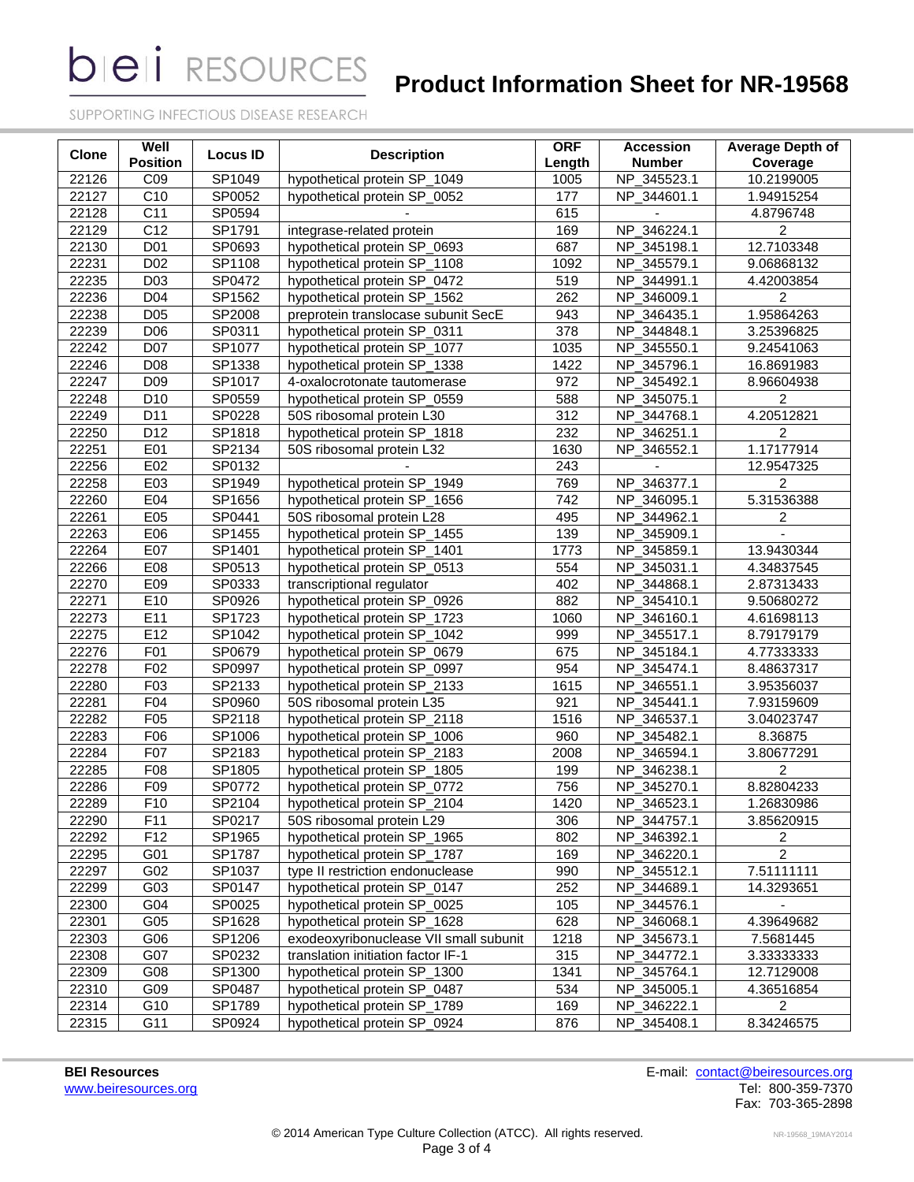| Clone | Well Position | Locus ID | Description | ORF Length | Accession Number | Average Depth of Coverage |
|---|---|---|---|---|---|---|
| 22126 | C09 | SP1049 | hypothetical protein SP_1049 | 1005 | NP_345523.1 | 10.2199005 |
| 22127 | C10 | SP0052 | hypothetical protein SP_0052 | 177 | NP_344601.1 | 1.94915254 |
| 22128 | C11 | SP0594 | - | 615 | - | 4.8796748 |
| 22129 | C12 | SP1791 | integrase-related protein | 169 | NP_346224.1 | 2 |
| 22130 | D01 | SP0693 | hypothetical protein SP_0693 | 687 | NP_345198.1 | 12.7103348 |
| 22231 | D02 | SP1108 | hypothetical protein SP_1108 | 1092 | NP_345579.1 | 9.06868132 |
| 22235 | D03 | SP0472 | hypothetical protein SP_0472 | 519 | NP_344991.1 | 4.42003854 |
| 22236 | D04 | SP1562 | hypothetical protein SP_1562 | 262 | NP_346009.1 | 2 |
| 22238 | D05 | SP2008 | preprotein translocase subunit SecE | 943 | NP_346435.1 | 1.95864263 |
| 22239 | D06 | SP0311 | hypothetical protein SP_0311 | 378 | NP_344848.1 | 3.25396825 |
| 22242 | D07 | SP1077 | hypothetical protein SP_1077 | 1035 | NP_345550.1 | 9.24541063 |
| 22246 | D08 | SP1338 | hypothetical protein SP_1338 | 1422 | NP_345796.1 | 16.8691983 |
| 22247 | D09 | SP1017 | 4-oxalocrotonate tautomerase | 972 | NP_345492.1 | 8.96604938 |
| 22248 | D10 | SP0559 | hypothetical protein SP_0559 | 588 | NP_345075.1 | 2 |
| 22249 | D11 | SP0228 | 50S ribosomal protein L30 | 312 | NP_344768.1 | 4.20512821 |
| 22250 | D12 | SP1818 | hypothetical protein SP_1818 | 232 | NP_346251.1 | 2 |
| 22251 | E01 | SP2134 | 50S ribosomal protein L32 | 1630 | NP_346552.1 | 1.17177914 |
| 22256 | E02 | SP0132 | - | 243 | - | 12.9547325 |
| 22258 | E03 | SP1949 | hypothetical protein SP_1949 | 769 | NP_346377.1 | 2 |
| 22260 | E04 | SP1656 | hypothetical protein SP_1656 | 742 | NP_346095.1 | 5.31536388 |
| 22261 | E05 | SP0441 | 50S ribosomal protein L28 | 495 | NP_344962.1 | 2 |
| 22263 | E06 | SP1455 | hypothetical protein SP_1455 | 139 | NP_345909.1 | - |
| 22264 | E07 | SP1401 | hypothetical protein SP_1401 | 1773 | NP_345859.1 | 13.9430344 |
| 22266 | E08 | SP0513 | hypothetical protein SP_0513 | 554 | NP_345031.1 | 4.34837545 |
| 22270 | E09 | SP0333 | transcriptional regulator | 402 | NP_344868.1 | 2.87313433 |
| 22271 | E10 | SP0926 | hypothetical protein SP_0926 | 882 | NP_345410.1 | 9.50680272 |
| 22273 | E11 | SP1723 | hypothetical protein SP_1723 | 1060 | NP_346160.1 | 4.61698113 |
| 22275 | E12 | SP1042 | hypothetical protein SP_1042 | 999 | NP_345517.1 | 8.79179179 |
| 22276 | F01 | SP0679 | hypothetical protein SP_0679 | 675 | NP_345184.1 | 4.77333333 |
| 22278 | F02 | SP0997 | hypothetical protein SP_0997 | 954 | NP_345474.1 | 8.48637317 |
| 22280 | F03 | SP2133 | hypothetical protein SP_2133 | 1615 | NP_346551.1 | 3.95356037 |
| 22281 | F04 | SP0960 | 50S ribosomal protein L35 | 921 | NP_345441.1 | 7.93159609 |
| 22282 | F05 | SP2118 | hypothetical protein SP_2118 | 1516 | NP_346537.1 | 3.04023747 |
| 22283 | F06 | SP1006 | hypothetical protein SP_1006 | 960 | NP_345482.1 | 8.36875 |
| 22284 | F07 | SP2183 | hypothetical protein SP_2183 | 2008 | NP_346594.1 | 3.80677291 |
| 22285 | F08 | SP1805 | hypothetical protein SP_1805 | 199 | NP_346238.1 | 2 |
| 22286 | F09 | SP0772 | hypothetical protein SP_0772 | 756 | NP_345270.1 | 8.82804233 |
| 22289 | F10 | SP2104 | hypothetical protein SP_2104 | 1420 | NP_346523.1 | 1.26830986 |
| 22290 | F11 | SP0217 | 50S ribosomal protein L29 | 306 | NP_344757.1 | 3.85620915 |
| 22292 | F12 | SP1965 | hypothetical protein SP_1965 | 802 | NP_346392.1 | 2 |
| 22295 | G01 | SP1787 | hypothetical protein SP_1787 | 169 | NP_346220.1 | 2 |
| 22297 | G02 | SP1037 | type II restriction endonuclease | 990 | NP_345512.1 | 7.51111111 |
| 22299 | G03 | SP0147 | hypothetical protein SP_0147 | 252 | NP_344689.1 | 14.3293651 |
| 22300 | G04 | SP0025 | hypothetical protein SP_0025 | 105 | NP_344576.1 | - |
| 22301 | G05 | SP1628 | hypothetical protein SP_1628 | 628 | NP_346068.1 | 4.39649682 |
| 22303 | G06 | SP1206 | exodeoxyribonuclease VII small subunit | 1218 | NP_345673.1 | 7.5681445 |
| 22308 | G07 | SP0232 | translation initiation factor IF-1 | 315 | NP_344772.1 | 3.33333333 |
| 22309 | G08 | SP1300 | hypothetical protein SP_1300 | 1341 | NP_345764.1 | 12.7129008 |
| 22310 | G09 | SP0487 | hypothetical protein SP_0487 | 534 | NP_345005.1 | 4.36516854 |
| 22314 | G10 | SP1789 | hypothetical protein SP_1789 | 169 | NP_346222.1 | 2 |
| 22315 | G11 | SP0924 | hypothetical protein SP_0924 | 876 | NP_345408.1 | 8.34246575 |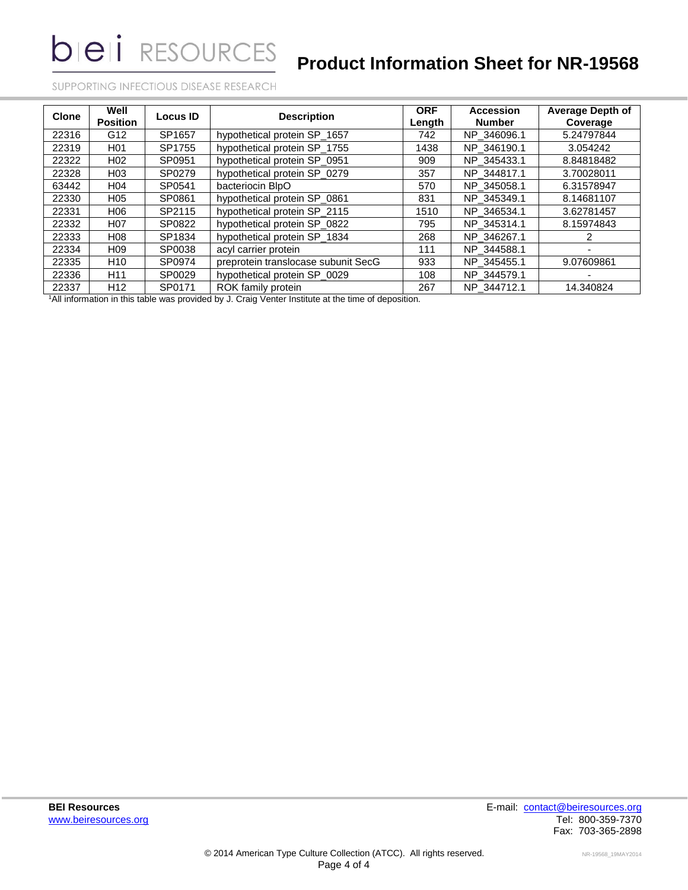| Clone | Well Position | Locus ID | Description | ORF Length | Accession Number | Average Depth of Coverage |
|---|---|---|---|---|---|---|
| 22316 | G12 | SP1657 | hypothetical protein SP_1657 | 742 | NP_346096.1 | 5.24797844 |
| 22319 | H01 | SP1755 | hypothetical protein SP_1755 | 1438 | NP_346190.1 | 3.054242 |
| 22322 | H02 | SP0951 | hypothetical protein SP_0951 | 909 | NP_345433.1 | 8.84818482 |
| 22328 | H03 | SP0279 | hypothetical protein SP_0279 | 357 | NP_344817.1 | 3.70028011 |
| 63442 | H04 | SP0541 | bacteriocin BlpO | 570 | NP_345058.1 | 6.31578947 |
| 22330 | H05 | SP0861 | hypothetical protein SP_0861 | 831 | NP_345349.1 | 8.14681107 |
| 22331 | H06 | SP2115 | hypothetical protein SP_2115 | 1510 | NP_346534.1 | 3.62781457 |
| 22332 | H07 | SP0822 | hypothetical protein SP_0822 | 795 | NP_345314.1 | 8.15974843 |
| 22333 | H08 | SP1834 | hypothetical protein SP_1834 | 268 | NP_346267.1 | 2 |
| 22334 | H09 | SP0038 | acyl carrier protein | 111 | NP_344588.1 | - |
| 22335 | H10 | SP0974 | preprotein translocase subunit SecG | 933 | NP_345455.1 | 9.07609861 |
| 22336 | H11 | SP0029 | hypothetical protein SP_0029 | 108 | NP_344579.1 | - |
| 22337 | H12 | SP0171 | ROK family protein | 267 | NP_344712.1 | 14.340824 |

[1]All information in this table was provided by J. Craig Venter Institute at the time of deposition.